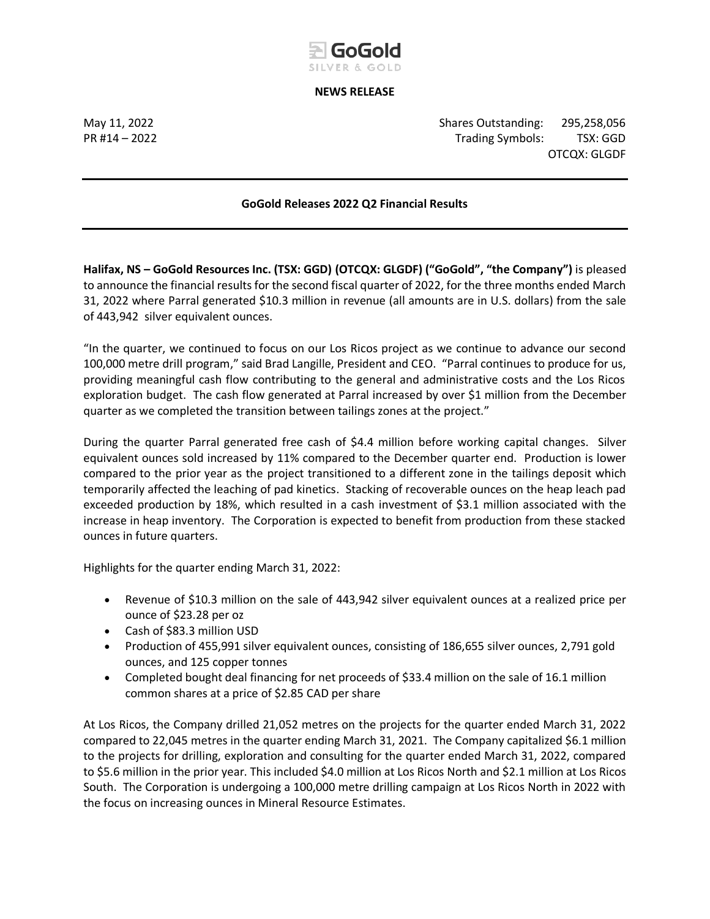GoGold SILVER & GOLD

**NEWS RELEASE**

May 11, 2022
PR #14 – 2022

Shares Outstanding: 295,258,056
Trading Symbols: TSX: GGD
OTCQX: GLGDF

---

**GoGold Releases 2022 Q2 Financial Results**

---

**Halifax, NS – GoGold Resources Inc. (TSX: GGD) (OTCQX: GLGDF) ("GoGold", "the Company")** is pleased to announce the financial results for the second fiscal quarter of 2022, for the three months ended March 31, 2022 where Parral generated $10.3 million in revenue (all amounts are in U.S. dollars) from the sale of 443,942 silver equivalent ounces.

"In the quarter, we continued to focus on our Los Ricos project as we continue to advance our second 100,000 metre drill program," said Brad Langille, President and CEO. "Parral continues to produce for us, providing meaningful cash flow contributing to the general and administrative costs and the Los Ricos exploration budget. The cash flow generated at Parral increased by over $1 million from the December quarter as we completed the transition between tailings zones at the project."

During the quarter Parral generated free cash of $4.4 million before working capital changes. Silver equivalent ounces sold increased by 11% compared to the December quarter end. Production is lower compared to the prior year as the project transitioned to a different zone in the tailings deposit which temporarily affected the leaching of pad kinetics. Stacking of recoverable ounces on the heap leach pad exceeded production by 18%, which resulted in a cash investment of $3.1 million associated with the increase in heap inventory. The Corporation is expected to benefit from production from these stacked ounces in future quarters.

Highlights for the quarter ending March 31, 2022:

- Revenue of $10.3 million on the sale of 443,942 silver equivalent ounces at a realized price per ounce of $23.28 per oz
- Cash of $83.3 million USD
- Production of 455,991 silver equivalent ounces, consisting of 186,655 silver ounces, 2,791 gold ounces, and 125 copper tonnes
- Completed bought deal financing for net proceeds of $33.4 million on the sale of 16.1 million common shares at a price of $2.85 CAD per share

At Los Ricos, the Company drilled 21,052 metres on the projects for the quarter ended March 31, 2022 compared to 22,045 metres in the quarter ending March 31, 2021. The Company capitalized $6.1 million to the projects for drilling, exploration and consulting for the quarter ended March 31, 2022, compared to $5.6 million in the prior year. This included $4.0 million at Los Ricos North and $2.1 million at Los Ricos South. The Corporation is undergoing a 100,000 metre drilling campaign at Los Ricos North in 2022 with the focus on increasing ounces in Mineral Resource Estimates.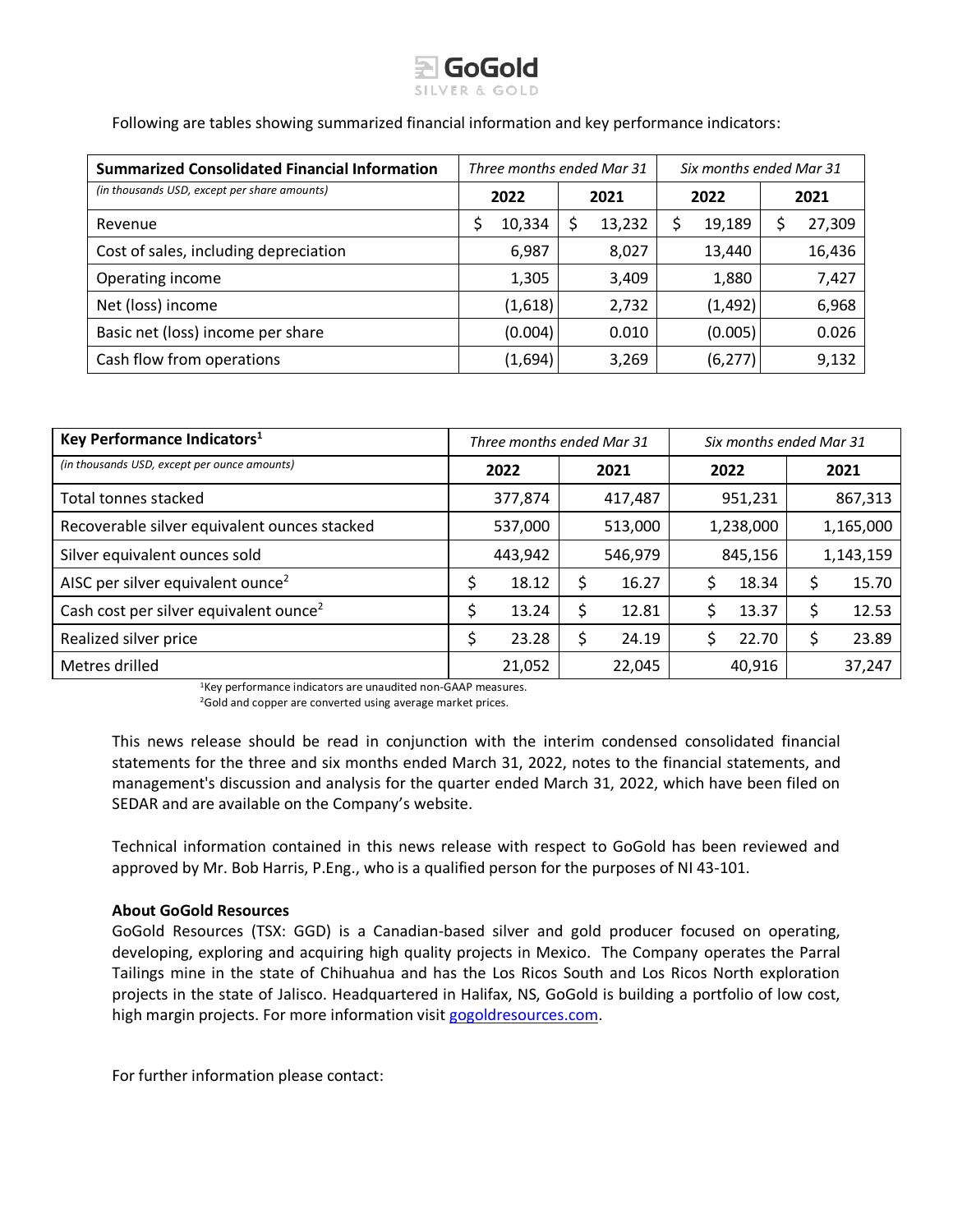Following are tables showing summarized financial information and key performance indicators:

| **Summarized Consolidated Financial Information** | *Three months ended Mar 31* | | *Six months ended Mar 31* | |
|---|---|---|---|---|
| *(in thousands USD, except per share amounts)* | **2022** | **2021** | **2022** | **2021** |
| Revenue | $ 10,334 | $ 13,232 | $ 19,189 | $ 27,309 |
| Cost of sales, including depreciation | 6,987 | 8,027 | 13,440 | 16,436 |
| Operating income | 1,305 | 3,409 | 1,880 | 7,427 |
| Net (loss) income | (1,618) | 2,732 | (1,492) | 6,968 |
| Basic net (loss) income per share | (0.004) | 0.010 | (0.005) | 0.026 |
| Cash flow from operations | (1,694) | 3,269 | (6,277) | 9,132 |

| **Key Performance Indicators[1]** | *Three months ended Mar 31* | | *Six months ended Mar 31* | |
|---|---|---|---|---|
| *(in thousands USD, except per ounce amounts)* | **2022** | **2021** | **2022** | **2021** |
| Total tonnes stacked | 377,874 | 417,487 | 951,231 | 867,313 |
| Recoverable silver equivalent ounces stacked | 537,000 | 513,000 | 1,238,000 | 1,165,000 |
| Silver equivalent ounces sold | 443,942 | 546,979 | 845,156 | 1,143,159 |
| AISC per silver equivalent ounce[2] | $ 18.12 | $ 16.27 | $ 18.34 | $ 15.70 |
| Cash cost per silver equivalent ounce[2] | $ 13.24 | $ 12.81 | $ 13.37 | $ 12.53 |
| Realized silver price | $ 23.28 | $ 24.19 | $ 22.70 | $ 23.89 |
| Metres drilled | 21,052 | 22,045 | 40,916 | 37,247 |

[1]Key performance indicators are unaudited non-GAAP measures.
[2]Gold and copper are converted using average market prices.

This news release should be read in conjunction with the interim condensed consolidated financial statements for the three and six months ended March 31, 2022, notes to the financial statements, and management's discussion and analysis for the quarter ended March 31, 2022, which have been filed on SEDAR and are available on the Company's website.

Technical information contained in this news release with respect to GoGold has been reviewed and approved by Mr. Bob Harris, P.Eng., who is a qualified person for the purposes of NI 43-101.

**About GoGold Resources**

GoGold Resources (TSX: GGD) is a Canadian-based silver and gold producer focused on operating, developing, exploring and acquiring high quality projects in Mexico. The Company operates the Parral Tailings mine in the state of Chihuahua and has the Los Ricos South and Los Ricos North exploration projects in the state of Jalisco. Headquartered in Halifax, NS, GoGold is building a portfolio of low cost, high margin projects. For more information visit gogoldresources.com.

For further information please contact: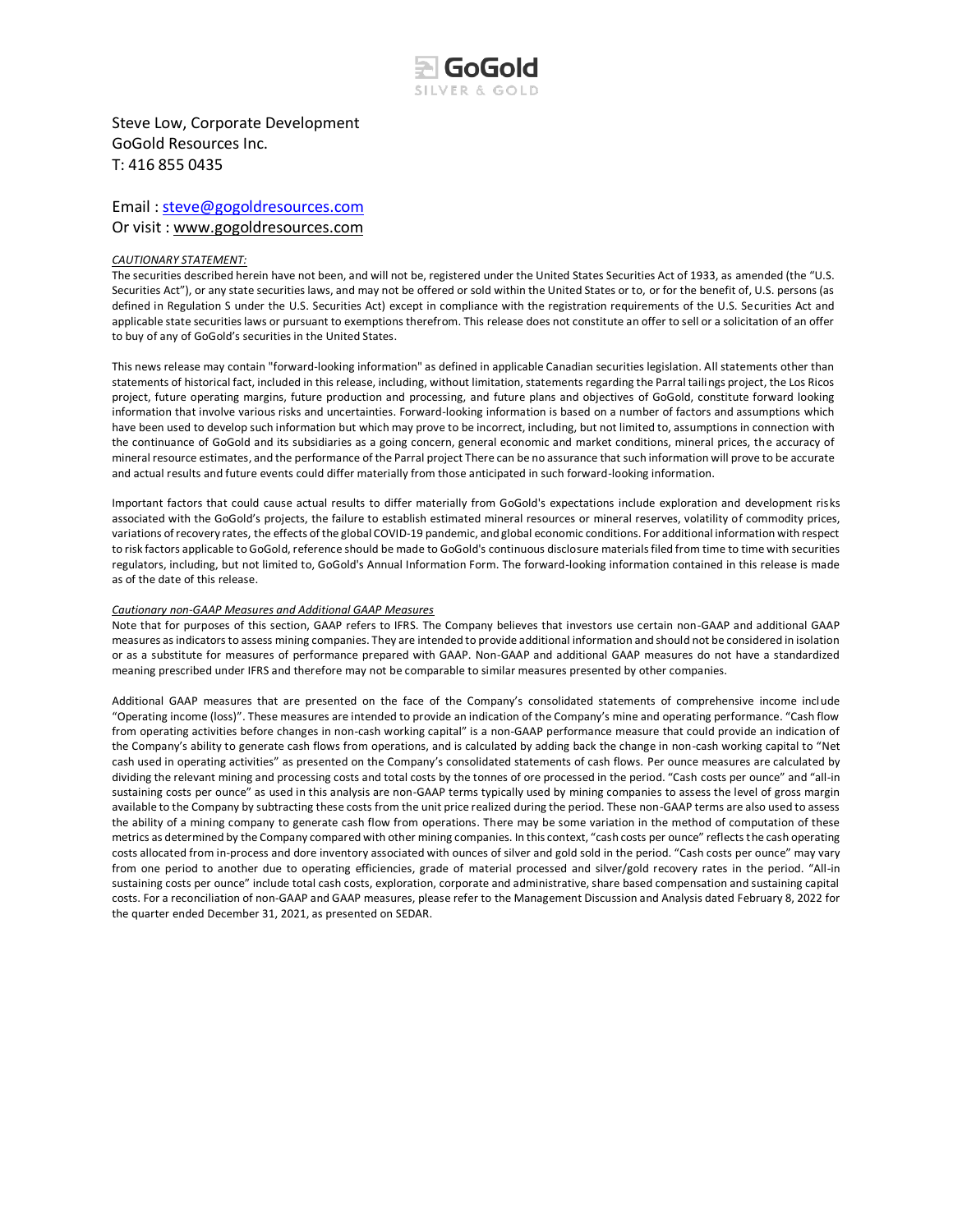Steve Low, Corporate Development
GoGold Resources Inc.
T: 416 855 0435

Email : steve@gogoldresources.com
Or visit : www.gogoldresources.com

*CAUTIONARY STATEMENT:*

The securities described herein have not been, and will not be, registered under the United States Securities Act of 1933, as amended (the "U.S. Securities Act"), or any state securities laws, and may not be offered or sold within the United States or to, or for the benefit of, U.S. persons (as defined in Regulation S under the U.S. Securities Act) except in compliance with the registration requirements of the U.S. Securities Act and applicable state securities laws or pursuant to exemptions therefrom. This release does not constitute an offer to sell or a solicitation of an offer to buy of any of GoGold's securities in the United States.

This news release may contain "forward-looking information" as defined in applicable Canadian securities legislation. All statements other than statements of historical fact, included in this release, including, without limitation, statements regarding the Parral tailings project, the Los Ricos project, future operating margins, future production and processing, and future plans and objectives of GoGold, constitute forward looking information that involve various risks and uncertainties. Forward-looking information is based on a number of factors and assumptions which have been used to develop such information but which may prove to be incorrect, including, but not limited to, assumptions in connection with the continuance of GoGold and its subsidiaries as a going concern, general economic and market conditions, mineral prices, the accuracy of mineral resource estimates, and the performance of the Parral project There can be no assurance that such information will prove to be accurate and actual results and future events could differ materially from those anticipated in such forward-looking information.

Important factors that could cause actual results to differ materially from GoGold's expectations include exploration and development risks associated with the GoGold's projects, the failure to establish estimated mineral resources or mineral reserves, volatility of commodity prices, variations of recovery rates, the effects of the global COVID-19 pandemic, and global economic conditions. For additional information with respect to risk factors applicable to GoGold, reference should be made to GoGold's continuous disclosure materials filed from time to time with securities regulators, including, but not limited to, GoGold's Annual Information Form. The forward-looking information contained in this release is made as of the date of this release.

*Cautionary non-GAAP Measures and Additional GAAP Measures*

Note that for purposes of this section, GAAP refers to IFRS. The Company believes that investors use certain non-GAAP and additional GAAP measures as indicators to assess mining companies. They are intended to provide additional information and should not be considered in isolation or as a substitute for measures of performance prepared with GAAP. Non-GAAP and additional GAAP measures do not have a standardized meaning prescribed under IFRS and therefore may not be comparable to similar measures presented by other companies.

Additional GAAP measures that are presented on the face of the Company's consolidated statements of comprehensive income include "Operating income (loss)". These measures are intended to provide an indication of the Company's mine and operating performance. "Cash flow from operating activities before changes in non-cash working capital" is a non-GAAP performance measure that could provide an indication of the Company's ability to generate cash flows from operations, and is calculated by adding back the change in non-cash working capital to "Net cash used in operating activities" as presented on the Company's consolidated statements of cash flows. Per ounce measures are calculated by dividing the relevant mining and processing costs and total costs by the tonnes of ore processed in the period. "Cash costs per ounce" and "all-in sustaining costs per ounce" as used in this analysis are non-GAAP terms typically used by mining companies to assess the level of gross margin available to the Company by subtracting these costs from the unit price realized during the period. These non-GAAP terms are also used to assess the ability of a mining company to generate cash flow from operations. There may be some variation in the method of computation of these metrics as determined by the Company compared with other mining companies. In this context, "cash costs per ounce" reflects the cash operating costs allocated from in-process and dore inventory associated with ounces of silver and gold sold in the period. "Cash costs per ounce" may vary from one period to another due to operating efficiencies, grade of material processed and silver/gold recovery rates in the period. "All-in sustaining costs per ounce" include total cash costs, exploration, corporate and administrative, share based compensation and sustaining capital costs. For a reconciliation of non-GAAP and GAAP measures, please refer to the Management Discussion and Analysis dated February 8, 2022 for the quarter ended December 31, 2021, as presented on SEDAR.